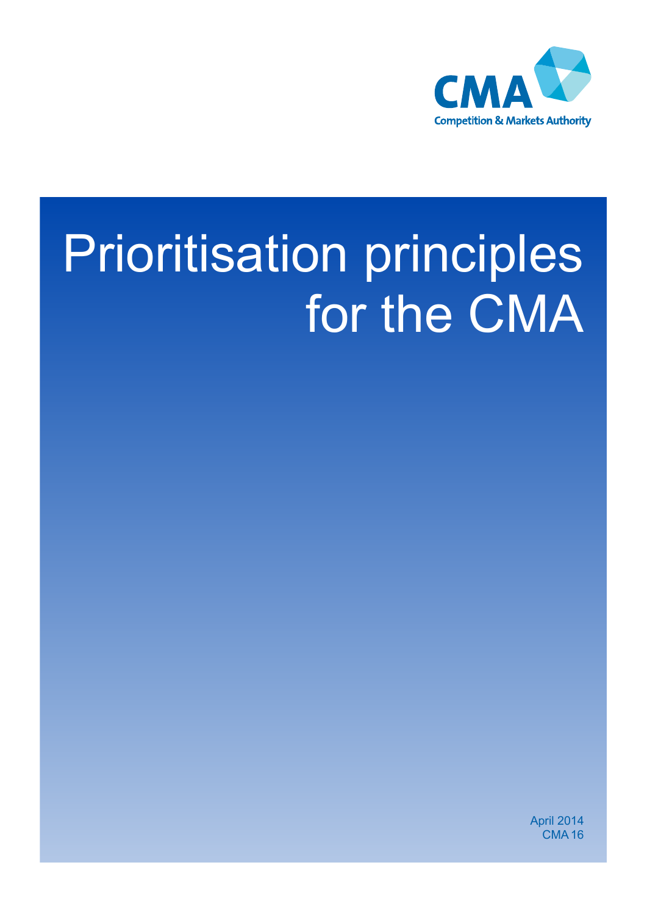CMA

Competition & Markets Authority

# Prioritisation principles for the CMA

April 2014

CMA 16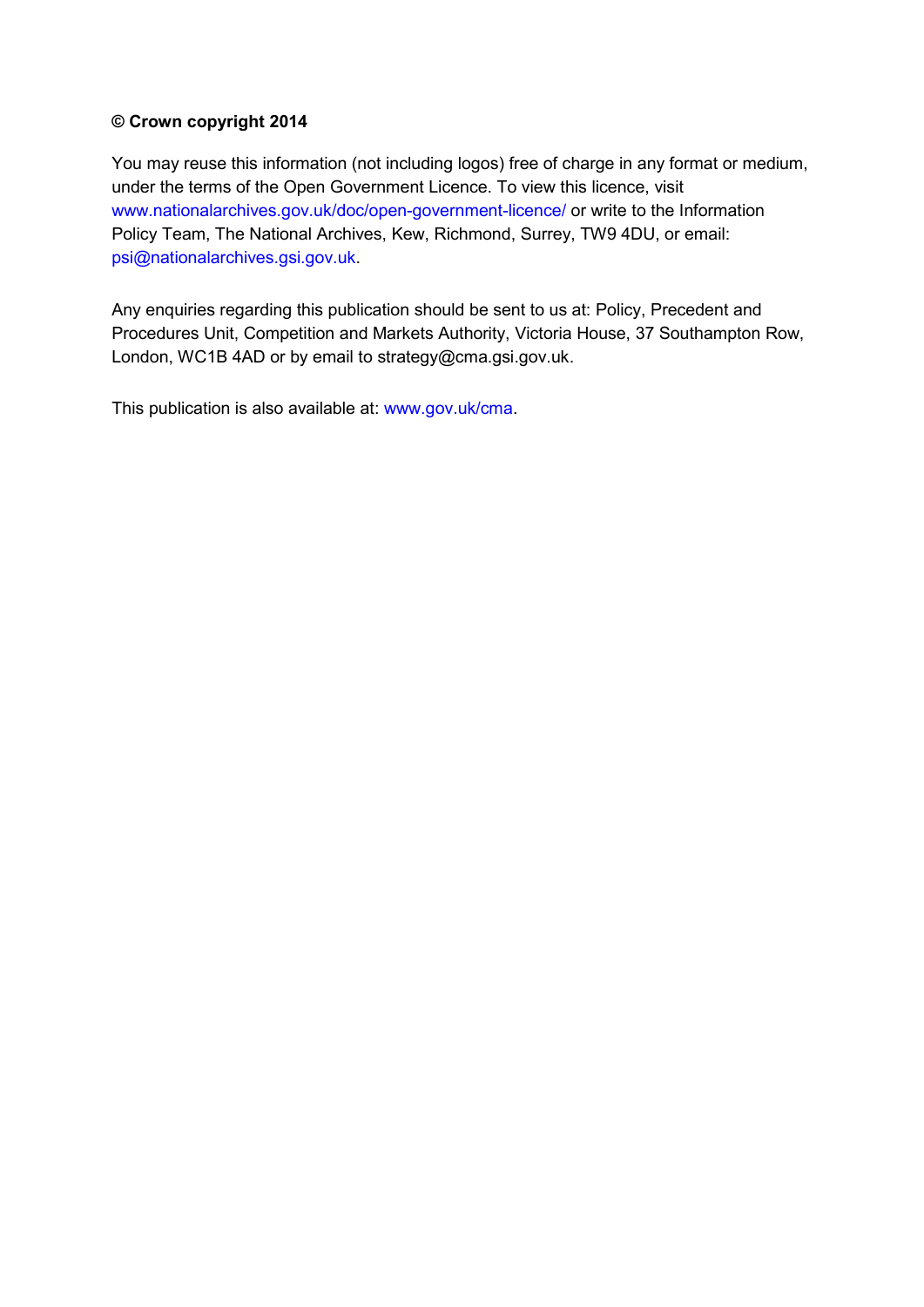**© Crown copyright 2014**

You may reuse this information (not including logos) free of charge in any format or medium, under the terms of the Open Government Licence. To view this licence, visit www.nationalarchives.gov.uk/doc/open-government-licence/ or write to the Information Policy Team, The National Archives, Kew, Richmond, Surrey, TW9 4DU, or email: psi@nationalarchives.gsi.gov.uk.

Any enquiries regarding this publication should be sent to us at: Policy, Precedent and Procedures Unit, Competition and Markets Authority, Victoria House, 37 Southampton Row, London, WC1B 4AD or by email to strategy@cma.gsi.gov.uk.

This publication is also available at: www.gov.uk/cma.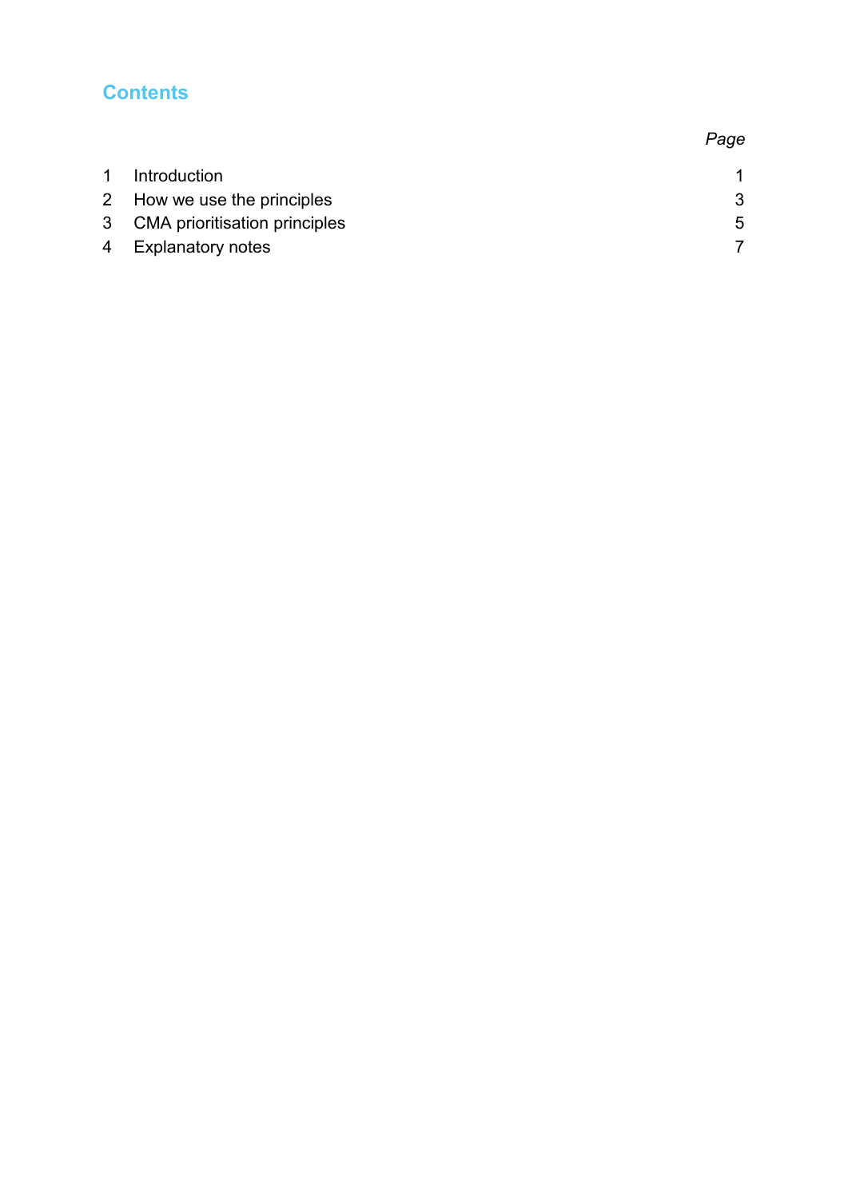# Contents

| | | *Page* |
|---|---|---|
| 1 | Introduction | 1 |
| 2 | How we use the principles | 3 |
| 3 | CMA prioritisation principles | 5 |
| 4 | Explanatory notes | 7 |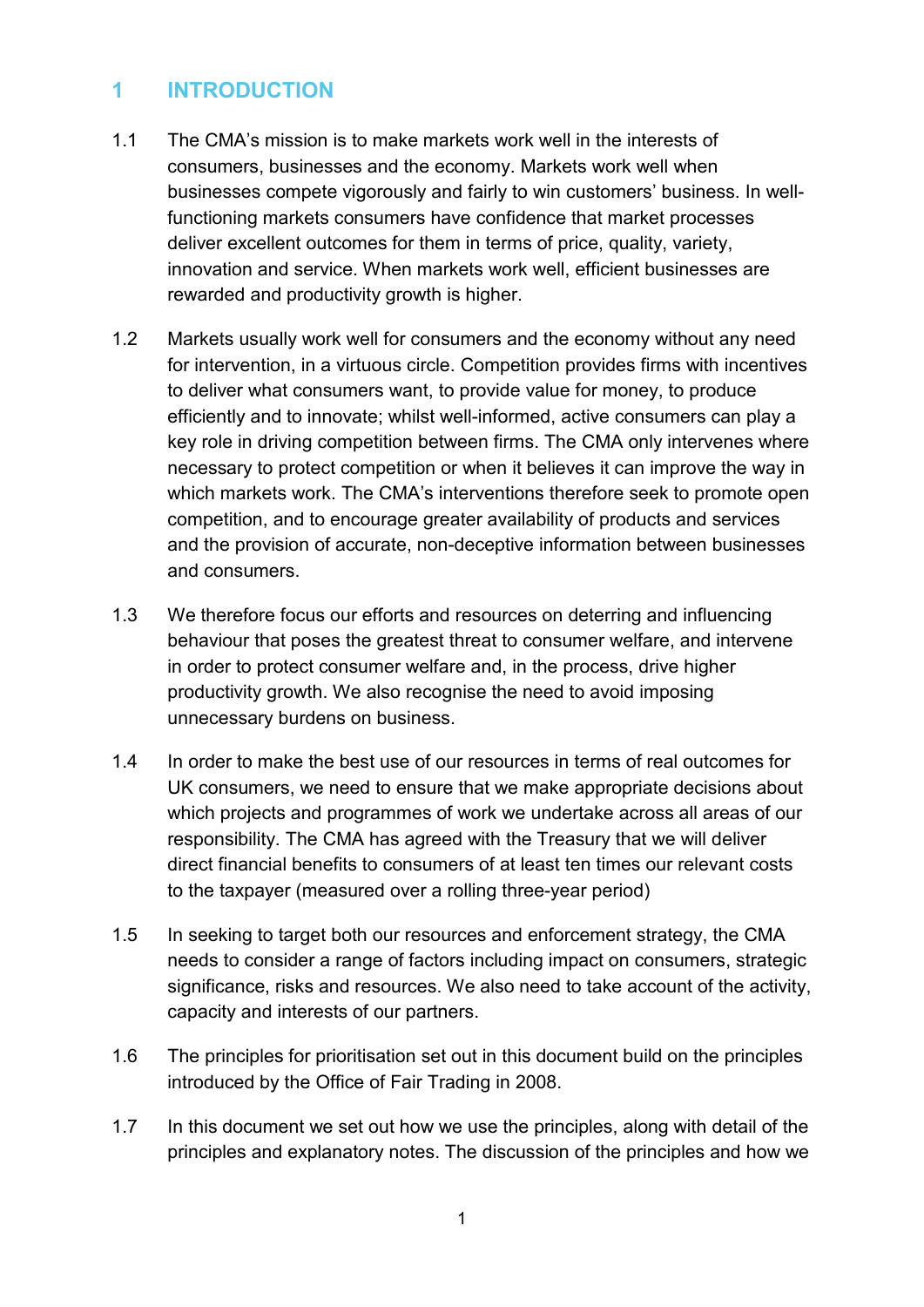# 1 INTRODUCTION

1.1 The CMA's mission is to make markets work well in the interests of consumers, businesses and the economy. Markets work well when businesses compete vigorously and fairly to win customers' business. In well-functioning markets consumers have confidence that market processes deliver excellent outcomes for them in terms of price, quality, variety, innovation and service. When markets work well, efficient businesses are rewarded and productivity growth is higher.

1.2 Markets usually work well for consumers and the economy without any need for intervention, in a virtuous circle. Competition provides firms with incentives to deliver what consumers want, to provide value for money, to produce efficiently and to innovate; whilst well-informed, active consumers can play a key role in driving competition between firms. The CMA only intervenes where necessary to protect competition or when it believes it can improve the way in which markets work. The CMA's interventions therefore seek to promote open competition, and to encourage greater availability of products and services and the provision of accurate, non-deceptive information between businesses and consumers.

1.3 We therefore focus our efforts and resources on deterring and influencing behaviour that poses the greatest threat to consumer welfare, and intervene in order to protect consumer welfare and, in the process, drive higher productivity growth. We also recognise the need to avoid imposing unnecessary burdens on business.

1.4 In order to make the best use of our resources in terms of real outcomes for UK consumers, we need to ensure that we make appropriate decisions about which projects and programmes of work we undertake across all areas of our responsibility. The CMA has agreed with the Treasury that we will deliver direct financial benefits to consumers of at least ten times our relevant costs to the taxpayer (measured over a rolling three-year period)

1.5 In seeking to target both our resources and enforcement strategy, the CMA needs to consider a range of factors including impact on consumers, strategic significance, risks and resources. We also need to take account of the activity, capacity and interests of our partners.

1.6 The principles for prioritisation set out in this document build on the principles introduced by the Office of Fair Trading in 2008.

1.7 In this document we set out how we use the principles, along with detail of the principles and explanatory notes. The discussion of the principles and how we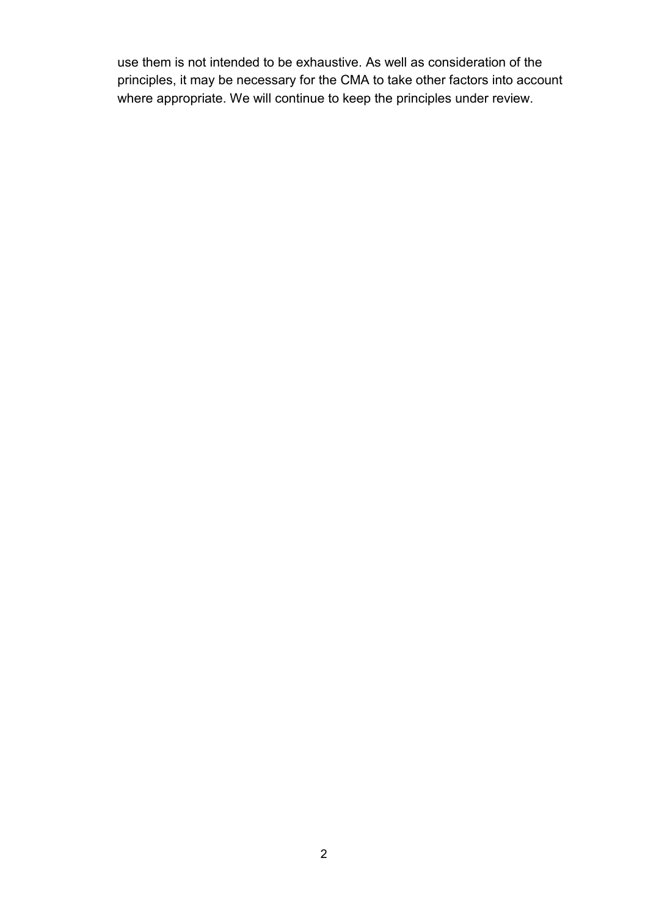use them is not intended to be exhaustive. As well as consideration of the principles, it may be necessary for the CMA to take other factors into account where appropriate. We will continue to keep the principles under review.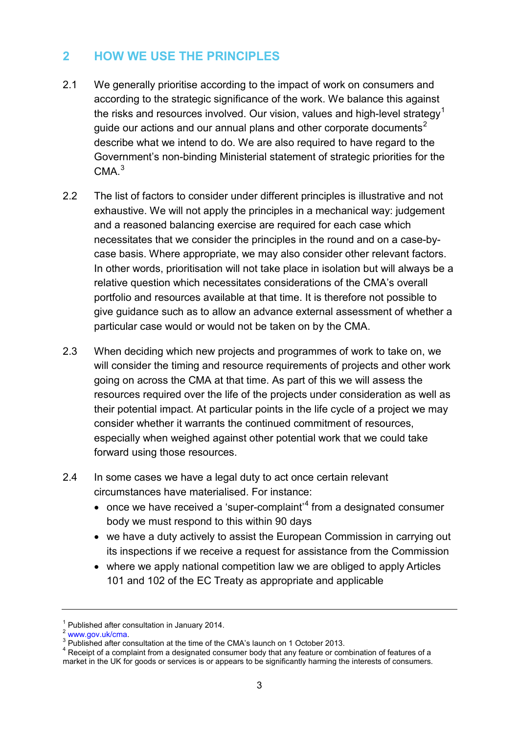## 2 HOW WE USE THE PRINCIPLES

2.1 We generally prioritise according to the impact of work on consumers and according to the strategic significance of the work. We balance this against the risks and resources involved. Our vision, values and high-level strategy[1] guide our actions and our annual plans and other corporate documents[2] describe what we intend to do. We are also required to have regard to the Government's non-binding Ministerial statement of strategic priorities for the CMA.[3]

2.2 The list of factors to consider under different principles is illustrative and not exhaustive. We will not apply the principles in a mechanical way: judgement and a reasoned balancing exercise are required for each case which necessitates that we consider the principles in the round and on a case-by-case basis. Where appropriate, we may also consider other relevant factors. In other words, prioritisation will not take place in isolation but will always be a relative question which necessitates considerations of the CMA's overall portfolio and resources available at that time. It is therefore not possible to give guidance such as to allow an advance external assessment of whether a particular case would or would not be taken on by the CMA.

2.3 When deciding which new projects and programmes of work to take on, we will consider the timing and resource requirements of projects and other work going on across the CMA at that time. As part of this we will assess the resources required over the life of the projects under consideration as well as their potential impact. At particular points in the life cycle of a project we may consider whether it warrants the continued commitment of resources, especially when weighed against other potential work that we could take forward using those resources.

2.4 In some cases we have a legal duty to act once certain relevant circumstances have materialised. For instance:

- once we have received a 'super-complaint'[4] from a designated consumer body we must respond to this within 90 days
- we have a duty actively to assist the European Commission in carrying out its inspections if we receive a request for assistance from the Commission
- where we apply national competition law we are obliged to apply Articles 101 and 102 of the EC Treaty as appropriate and applicable

---

[1] Published after consultation in January 2014.
[2] www.gov.uk/cma.
[3] Published after consultation at the time of the CMA's launch on 1 October 2013.
[4] Receipt of a complaint from a designated consumer body that any feature or combination of features of a market in the UK for goods or services is or appears to be significantly harming the interests of consumers.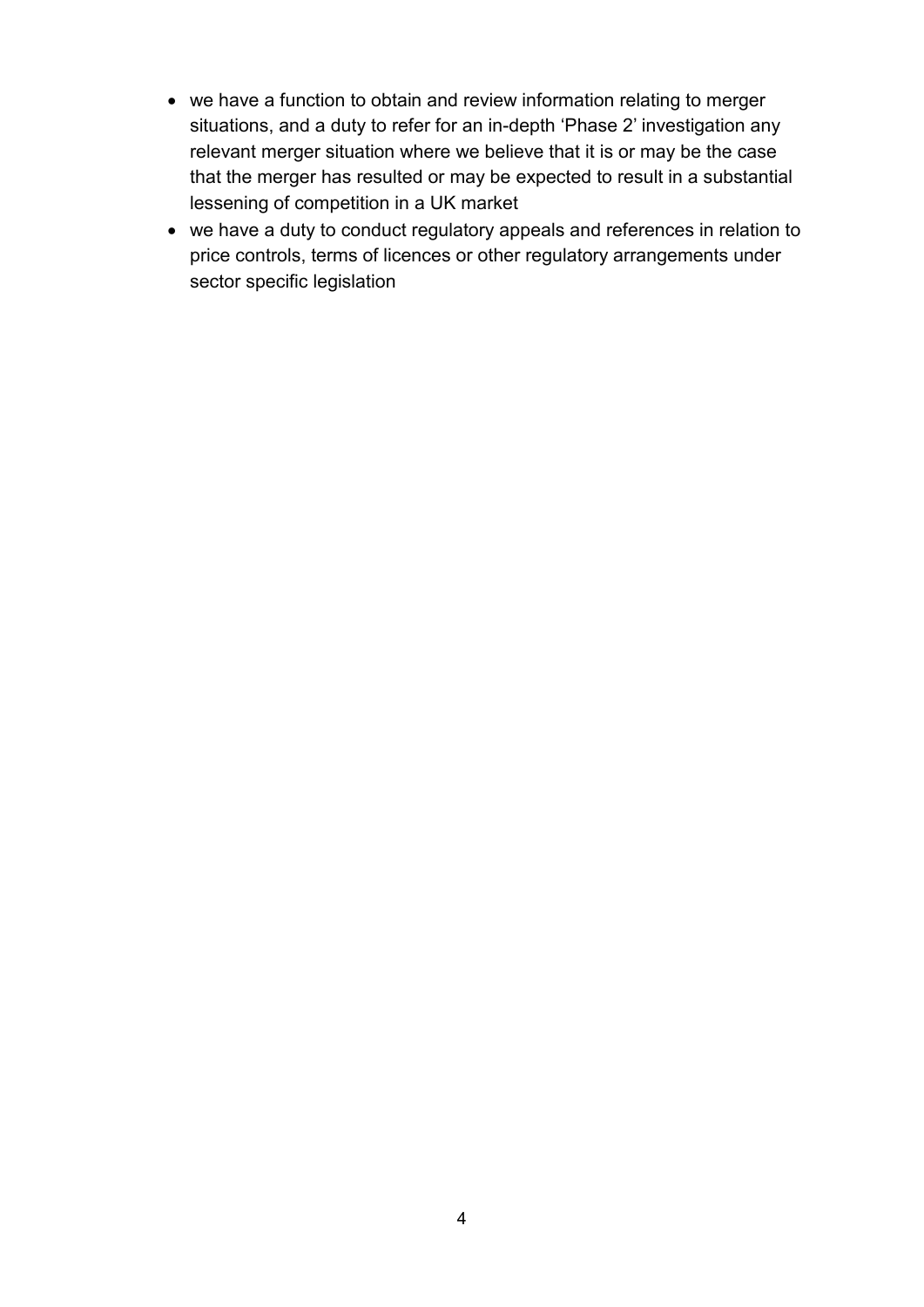- we have a function to obtain and review information relating to merger situations, and a duty to refer for an in-depth 'Phase 2' investigation any relevant merger situation where we believe that it is or may be the case that the merger has resulted or may be expected to result in a substantial lessening of competition in a UK market
- we have a duty to conduct regulatory appeals and references in relation to price controls, terms of licences or other regulatory arrangements under sector specific legislation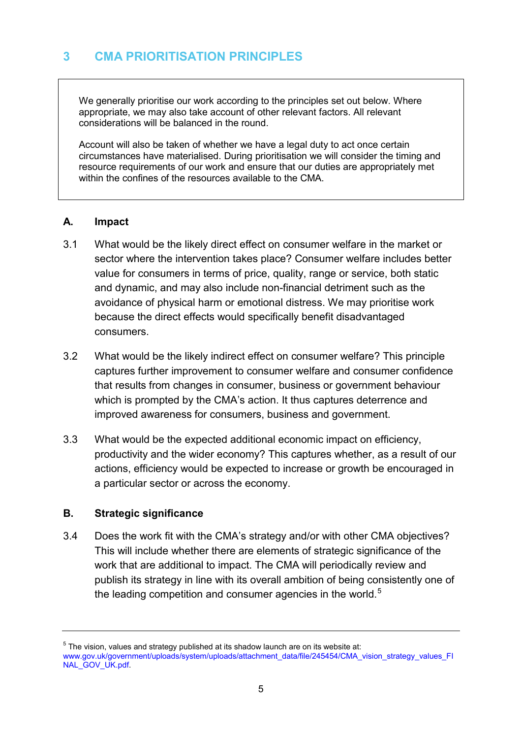# 3 CMA PRIORITISATION PRINCIPLES

> We generally prioritise our work according to the principles set out below. Where appropriate, we may also take account of other relevant factors. All relevant considerations will be balanced in the round.
>
> Account will also be taken of whether we have a legal duty to act once certain circumstances have materialised. During prioritisation we will consider the timing and resource requirements of our work and ensure that our duties are appropriately met within the confines of the resources available to the CMA.

## A. Impact

3.1 What would be the likely direct effect on consumer welfare in the market or sector where the intervention takes place? Consumer welfare includes better value for consumers in terms of price, quality, range or service, both static and dynamic, and may also include non-financial detriment such as the avoidance of physical harm or emotional distress. We may prioritise work because the direct effects would specifically benefit disadvantaged consumers.

3.2 What would be the likely indirect effect on consumer welfare? This principle captures further improvement to consumer welfare and consumer confidence that results from changes in consumer, business or government behaviour which is prompted by the CMA's action. It thus captures deterrence and improved awareness for consumers, business and government.

3.3 What would be the expected additional economic impact on efficiency, productivity and the wider economy? This captures whether, as a result of our actions, efficiency would be expected to increase or growth be encouraged in a particular sector or across the economy.

## B. Strategic significance

3.4 Does the work fit with the CMA's strategy and/or with other CMA objectives? This will include whether there are elements of strategic significance of the work that are additional to impact. The CMA will periodically review and publish its strategy in line with its overall ambition of being consistently one of the leading competition and consumer agencies in the world.[5]

---

[5] The vision, values and strategy published at its shadow launch are on its website at: www.gov.uk/government/uploads/system/uploads/attachment_data/file/245454/CMA_vision_strategy_values_FINAL_GOV_UK.pdf.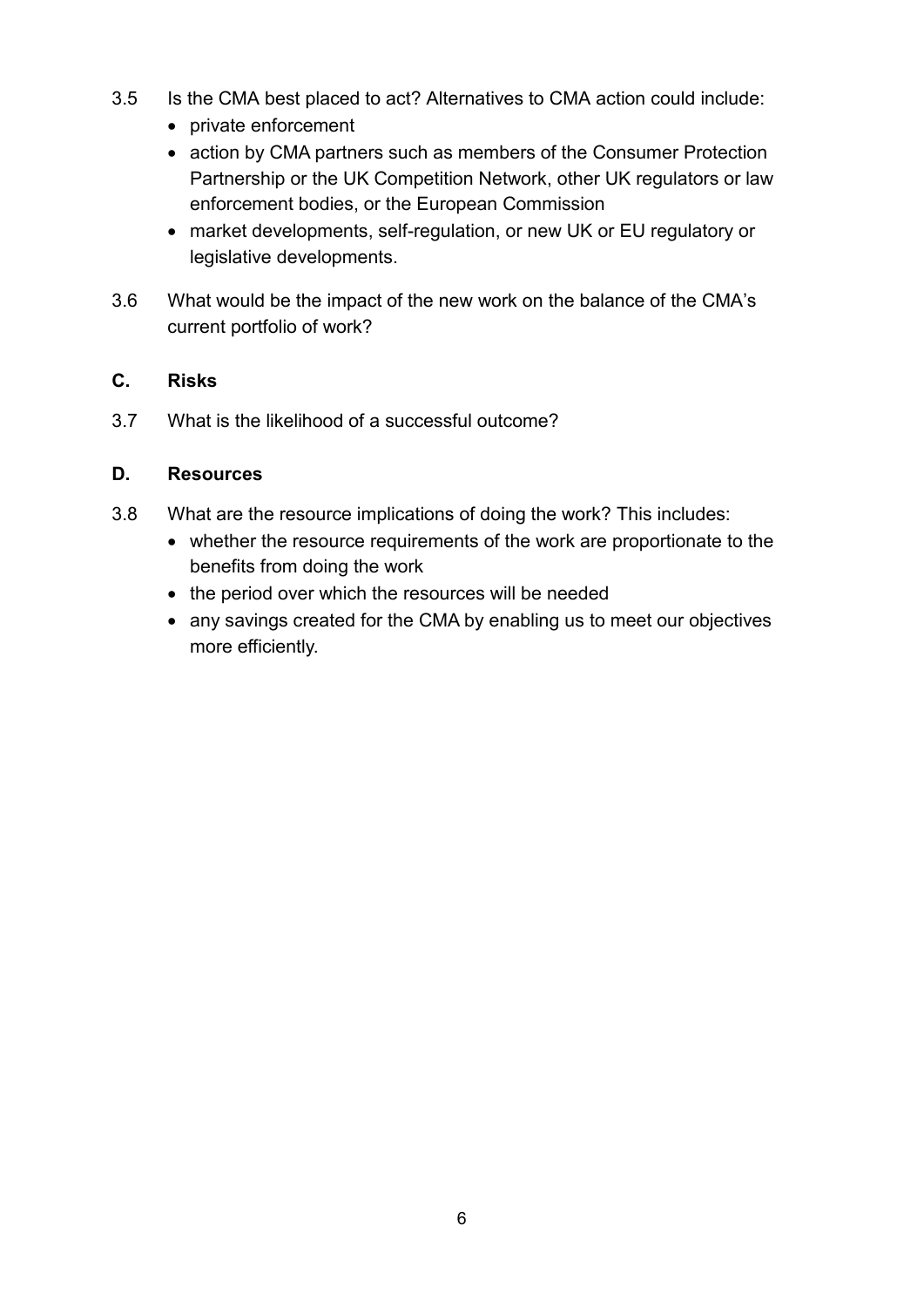3.5 Is the CMA best placed to act? Alternatives to CMA action could include:

- private enforcement
- action by CMA partners such as members of the Consumer Protection Partnership or the UK Competition Network, other UK regulators or law enforcement bodies, or the European Commission
- market developments, self-regulation, or new UK or EU regulatory or legislative developments.

3.6 What would be the impact of the new work on the balance of the CMA's current portfolio of work?

### C. Risks

3.7 What is the likelihood of a successful outcome?

### D. Resources

3.8 What are the resource implications of doing the work? This includes:

- whether the resource requirements of the work are proportionate to the benefits from doing the work
- the period over which the resources will be needed
- any savings created for the CMA by enabling us to meet our objectives more efficiently.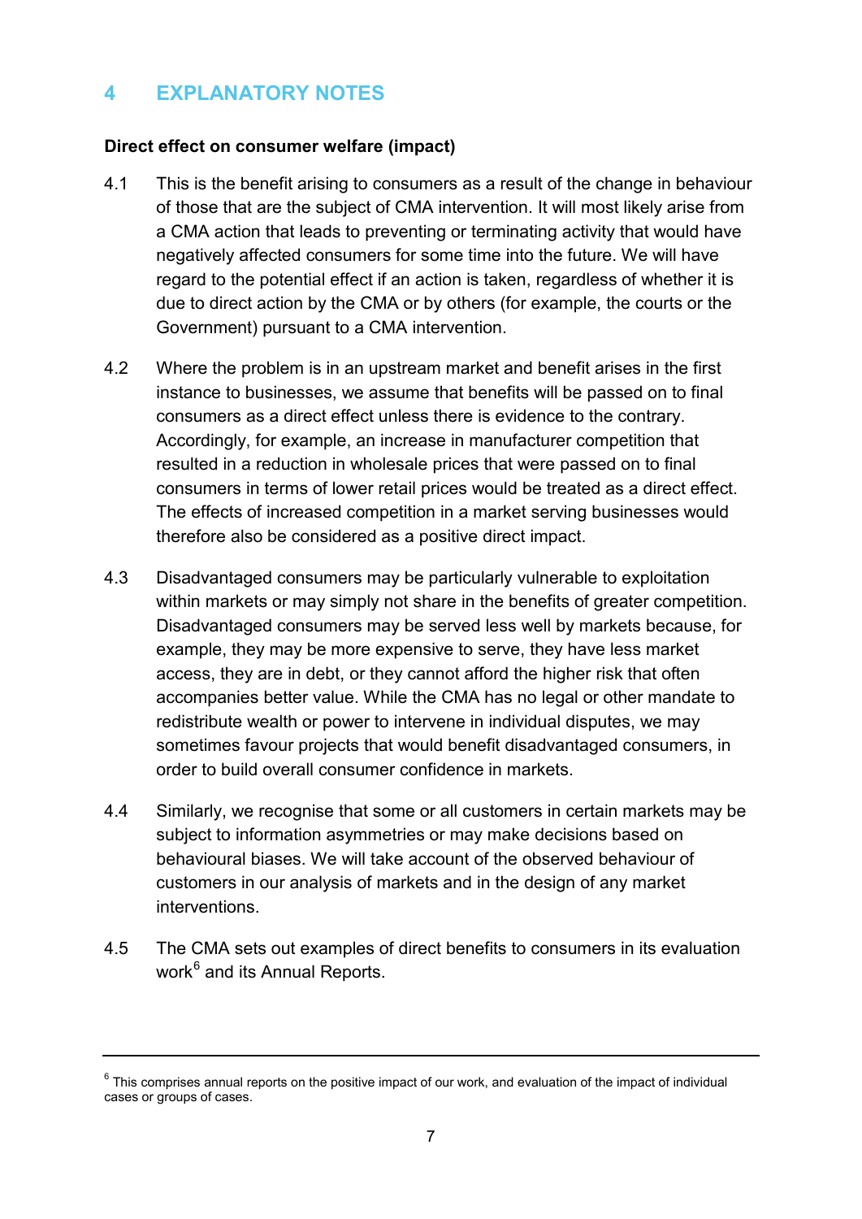# 4 EXPLANATORY NOTES

**Direct effect on consumer welfare (impact)**

4.1 This is the benefit arising to consumers as a result of the change in behaviour of those that are the subject of CMA intervention. It will most likely arise from a CMA action that leads to preventing or terminating activity that would have negatively affected consumers for some time into the future. We will have regard to the potential effect if an action is taken, regardless of whether it is due to direct action by the CMA or by others (for example, the courts or the Government) pursuant to a CMA intervention.

4.2 Where the problem is in an upstream market and benefit arises in the first instance to businesses, we assume that benefits will be passed on to final consumers as a direct effect unless there is evidence to the contrary. Accordingly, for example, an increase in manufacturer competition that resulted in a reduction in wholesale prices that were passed on to final consumers in terms of lower retail prices would be treated as a direct effect. The effects of increased competition in a market serving businesses would therefore also be considered as a positive direct impact.

4.3 Disadvantaged consumers may be particularly vulnerable to exploitation within markets or may simply not share in the benefits of greater competition. Disadvantaged consumers may be served less well by markets because, for example, they may be more expensive to serve, they have less market access, they are in debt, or they cannot afford the higher risk that often accompanies better value. While the CMA has no legal or other mandate to redistribute wealth or power to intervene in individual disputes, we may sometimes favour projects that would benefit disadvantaged consumers, in order to build overall consumer confidence in markets.

4.4 Similarly, we recognise that some or all customers in certain markets may be subject to information asymmetries or may make decisions based on behavioural biases. We will take account of the observed behaviour of customers in our analysis of markets and in the design of any market interventions.

4.5 The CMA sets out examples of direct benefits to consumers in its evaluation work[6] and its Annual Reports.

[6] This comprises annual reports on the positive impact of our work, and evaluation of the impact of individual cases or groups of cases.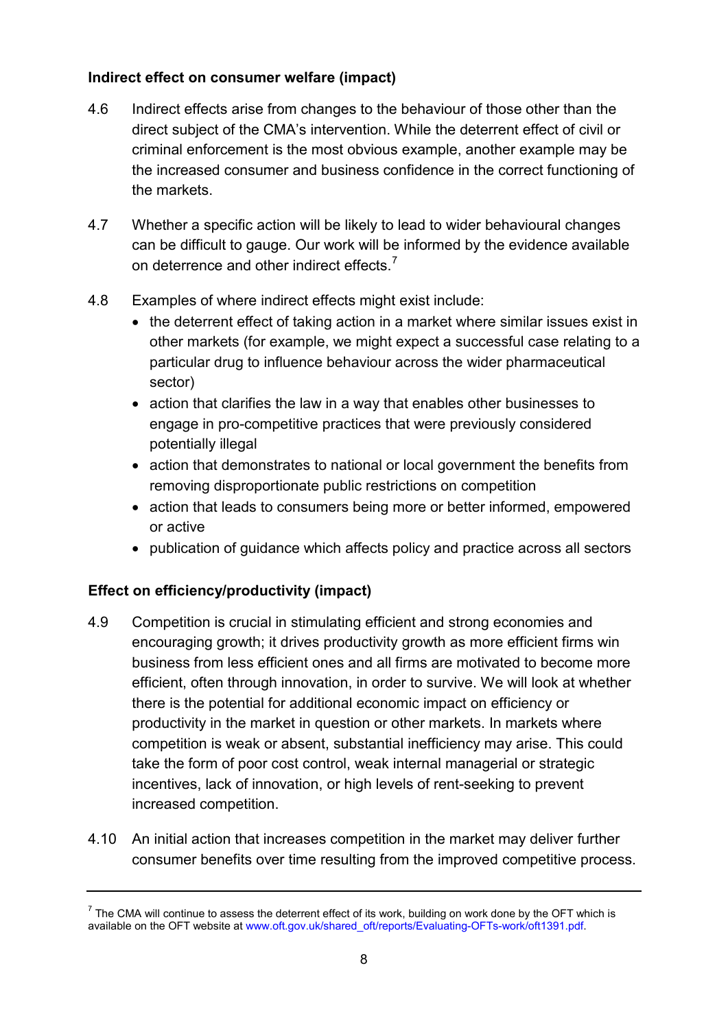### Indirect effect on consumer welfare (impact)

4.6 Indirect effects arise from changes to the behaviour of those other than the direct subject of the CMA's intervention. While the deterrent effect of civil or criminal enforcement is the most obvious example, another example may be the increased consumer and business confidence in the correct functioning of the markets.

4.7 Whether a specific action will be likely to lead to wider behavioural changes can be difficult to gauge. Our work will be informed by the evidence available on deterrence and other indirect effects.[7]

4.8 Examples of where indirect effects might exist include:

- the deterrent effect of taking action in a market where similar issues exist in other markets (for example, we might expect a successful case relating to a particular drug to influence behaviour across the wider pharmaceutical sector)
- action that clarifies the law in a way that enables other businesses to engage in pro-competitive practices that were previously considered potentially illegal
- action that demonstrates to national or local government the benefits from removing disproportionate public restrictions on competition
- action that leads to consumers being more or better informed, empowered or active
- publication of guidance which affects policy and practice across all sectors

### Effect on efficiency/productivity (impact)

4.9 Competition is crucial in stimulating efficient and strong economies and encouraging growth; it drives productivity growth as more efficient firms win business from less efficient ones and all firms are motivated to become more efficient, often through innovation, in order to survive. We will look at whether there is the potential for additional economic impact on efficiency or productivity in the market in question or other markets. In markets where competition is weak or absent, substantial inefficiency may arise. This could take the form of poor cost control, weak internal managerial or strategic incentives, lack of innovation, or high levels of rent-seeking to prevent increased competition.

4.10 An initial action that increases competition in the market may deliver further consumer benefits over time resulting from the improved competitive process.

---

[7] The CMA will continue to assess the deterrent effect of its work, building on work done by the OFT which is available on the OFT website at www.oft.gov.uk/shared_oft/reports/Evaluating-OFTs-work/oft1391.pdf.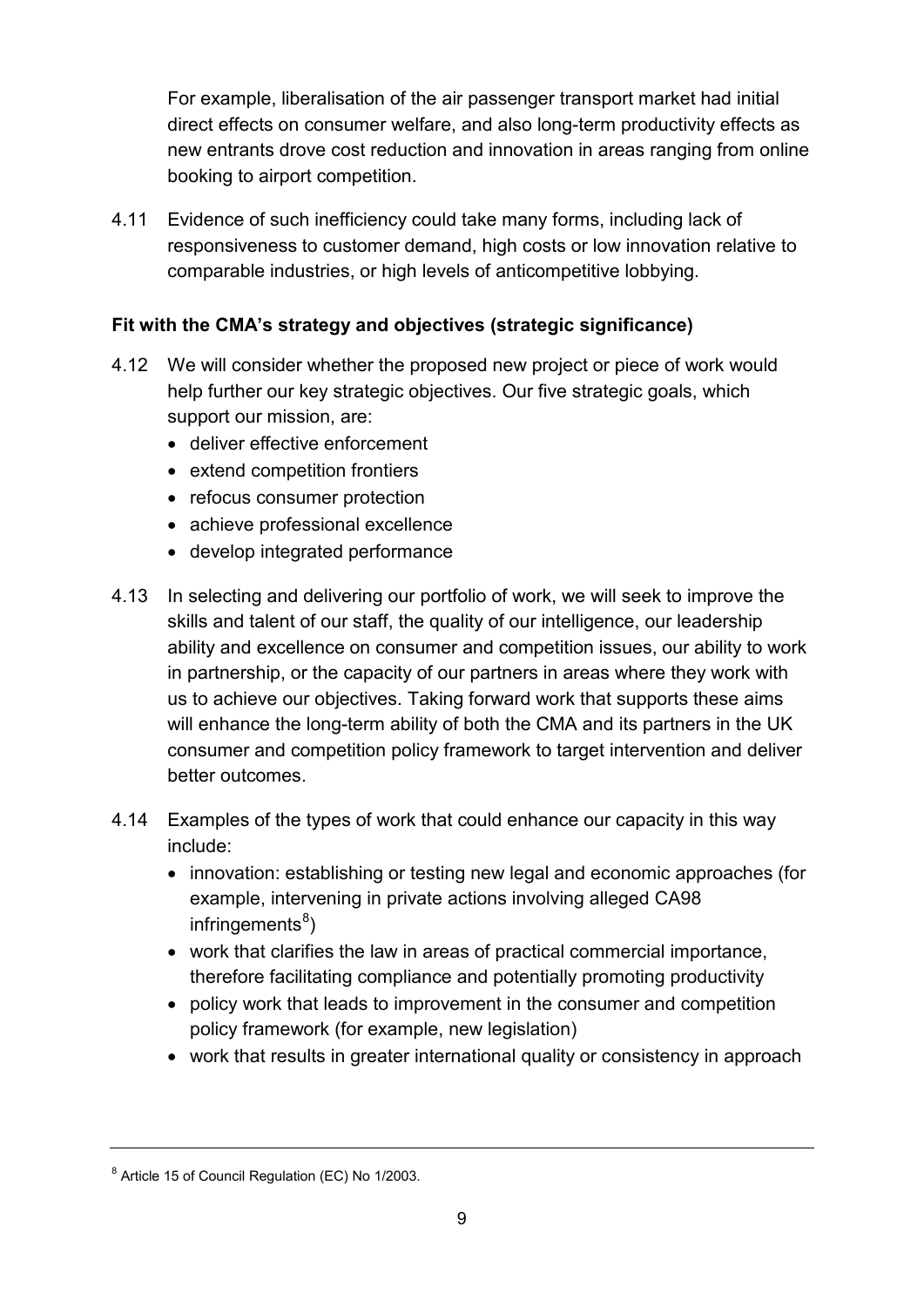For example, liberalisation of the air passenger transport market had initial direct effects on consumer welfare, and also long-term productivity effects as new entrants drove cost reduction and innovation in areas ranging from online booking to airport competition.

4.11 Evidence of such inefficiency could take many forms, including lack of responsiveness to customer demand, high costs or low innovation relative to comparable industries, or high levels of anticompetitive lobbying.

**Fit with the CMA's strategy and objectives (strategic significance)**

4.12 We will consider whether the proposed new project or piece of work would help further our key strategic objectives. Our five strategic goals, which support our mission, are:

- deliver effective enforcement
- extend competition frontiers
- refocus consumer protection
- achieve professional excellence
- develop integrated performance

4.13 In selecting and delivering our portfolio of work, we will seek to improve the skills and talent of our staff, the quality of our intelligence, our leadership ability and excellence on consumer and competition issues, our ability to work in partnership, or the capacity of our partners in areas where they work with us to achieve our objectives. Taking forward work that supports these aims will enhance the long-term ability of both the CMA and its partners in the UK consumer and competition policy framework to target intervention and deliver better outcomes.

4.14 Examples of the types of work that could enhance our capacity in this way include:

- innovation: establishing or testing new legal and economic approaches (for example, intervening in private actions involving alleged CA98 infringements[8])
- work that clarifies the law in areas of practical commercial importance, therefore facilitating compliance and potentially promoting productivity
- policy work that leads to improvement in the consumer and competition policy framework (for example, new legislation)
- work that results in greater international quality or consistency in approach

---

[8] Article 15 of Council Regulation (EC) No 1/2003.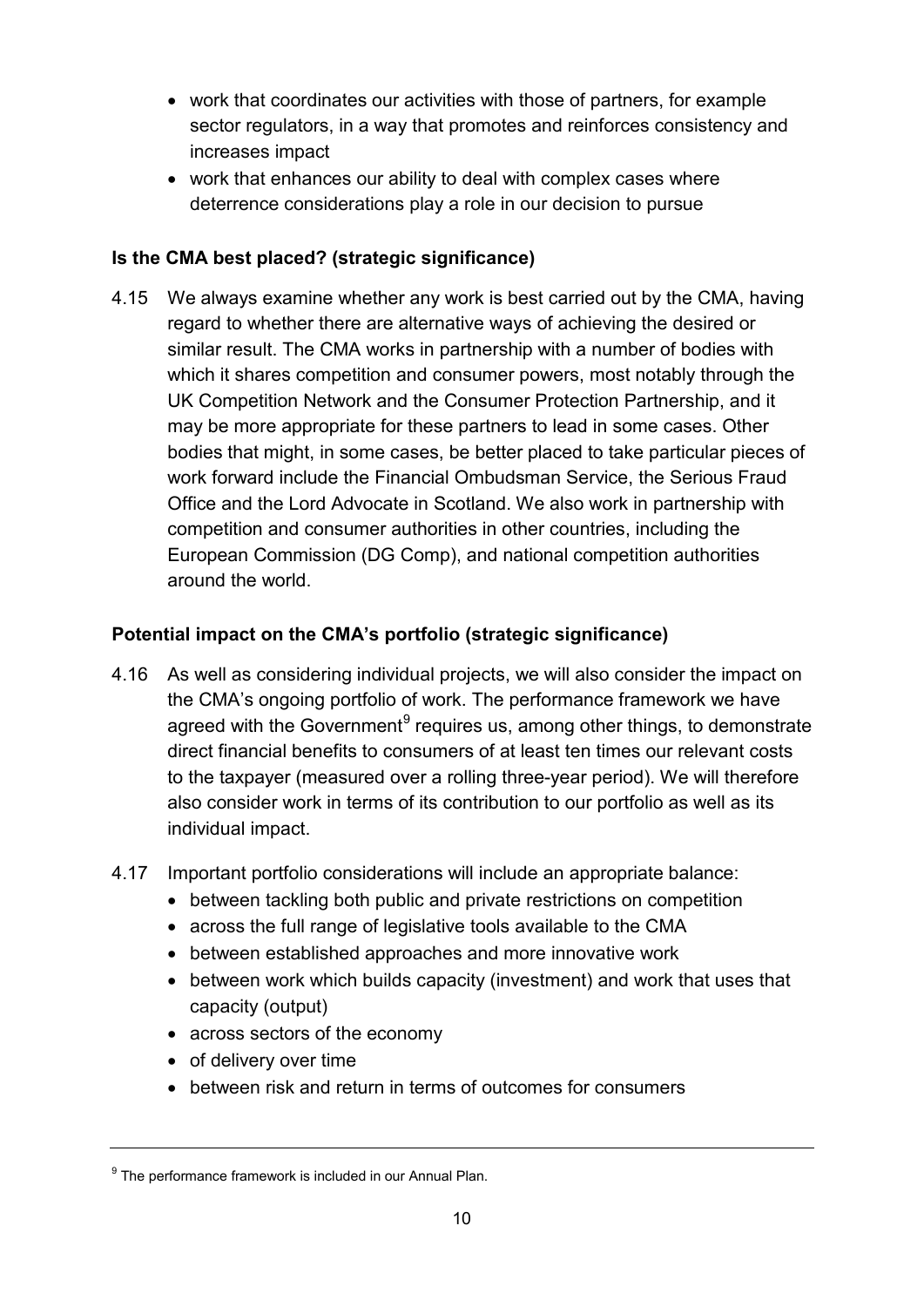- work that coordinates our activities with those of partners, for example sector regulators, in a way that promotes and reinforces consistency and increases impact
- work that enhances our ability to deal with complex cases where deterrence considerations play a role in our decision to pursue

### Is the CMA best placed? (strategic significance)

4.15 We always examine whether any work is best carried out by the CMA, having regard to whether there are alternative ways of achieving the desired or similar result. The CMA works in partnership with a number of bodies with which it shares competition and consumer powers, most notably through the UK Competition Network and the Consumer Protection Partnership, and it may be more appropriate for these partners to lead in some cases. Other bodies that might, in some cases, be better placed to take particular pieces of work forward include the Financial Ombudsman Service, the Serious Fraud Office and the Lord Advocate in Scotland. We also work in partnership with competition and consumer authorities in other countries, including the European Commission (DG Comp), and national competition authorities around the world.

### Potential impact on the CMA's portfolio (strategic significance)

4.16 As well as considering individual projects, we will also consider the impact on the CMA's ongoing portfolio of work. The performance framework we have agreed with the Government[9] requires us, among other things, to demonstrate direct financial benefits to consumers of at least ten times our relevant costs to the taxpayer (measured over a rolling three-year period). We will therefore also consider work in terms of its contribution to our portfolio as well as its individual impact.

4.17 Important portfolio considerations will include an appropriate balance:

- between tackling both public and private restrictions on competition
- across the full range of legislative tools available to the CMA
- between established approaches and more innovative work
- between work which builds capacity (investment) and work that uses that capacity (output)
- across sectors of the economy
- of delivery over time
- between risk and return in terms of outcomes for consumers

---

[9] The performance framework is included in our Annual Plan.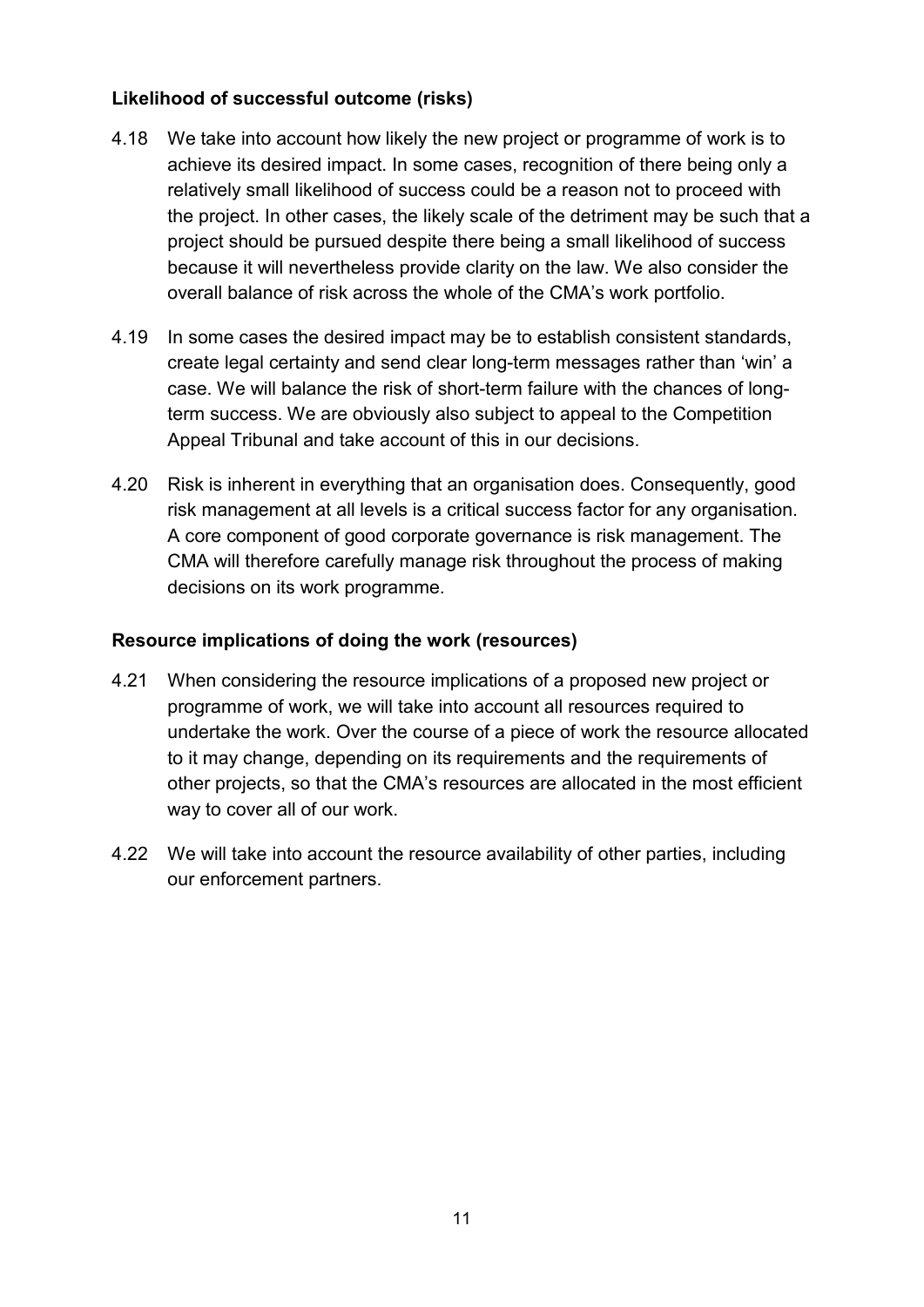### Likelihood of successful outcome (risks)

4.18 We take into account how likely the new project or programme of work is to achieve its desired impact. In some cases, recognition of there being only a relatively small likelihood of success could be a reason not to proceed with the project. In other cases, the likely scale of the detriment may be such that a project should be pursued despite there being a small likelihood of success because it will nevertheless provide clarity on the law. We also consider the overall balance of risk across the whole of the CMA's work portfolio.

4.19 In some cases the desired impact may be to establish consistent standards, create legal certainty and send clear long-term messages rather than 'win' a case. We will balance the risk of short-term failure with the chances of long-term success. We are obviously also subject to appeal to the Competition Appeal Tribunal and take account of this in our decisions.

4.20 Risk is inherent in everything that an organisation does. Consequently, good risk management at all levels is a critical success factor for any organisation. A core component of good corporate governance is risk management. The CMA will therefore carefully manage risk throughout the process of making decisions on its work programme.

### Resource implications of doing the work (resources)

4.21 When considering the resource implications of a proposed new project or programme of work, we will take into account all resources required to undertake the work. Over the course of a piece of work the resource allocated to it may change, depending on its requirements and the requirements of other projects, so that the CMA's resources are allocated in the most efficient way to cover all of our work.

4.22 We will take into account the resource availability of other parties, including our enforcement partners.